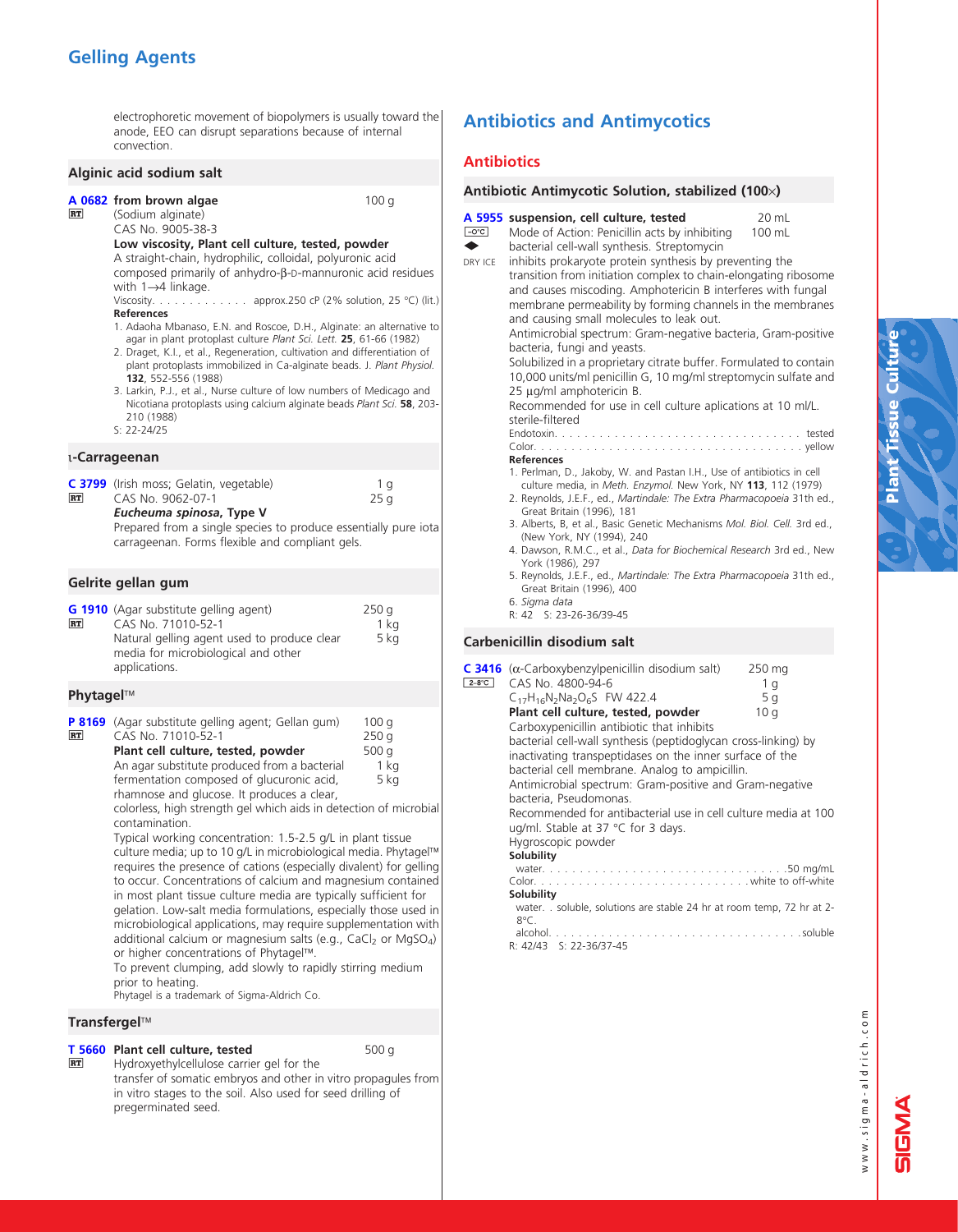# Gelling Agents

electrophoretic movement of biopolymers is usually toward the anode, EEO can disrupt separations because of internal convection.

### Alginic acid sodium salt

**A 0682 from brown algae** — 100 g
RT
(Sodium alginate)
CAS No. 9005-38-3
**Low viscosity, Plant cell culture, tested, powder**
A straight-chain, hydrophilic, colloidal, polyuronic acid composed primarily of anhydro-β-D-mannuronic acid residues with 1→4 linkage.
Viscosity. . . . . . . . . . . . approx.250 cP (2% solution, 25 °C) (lit.)

**References**

1. Adaoha Mbanaso, E.N. and Roscoe, D.H., Alginate: an alternative to agar in plant protoplast culture *Plant Sci. Lett.* **25**, 61-66 (1982)
2. Draget, K.I., et al., Regeneration, cultivation and differentiation of plant protoplasts immobilized in Ca-alginate beads. J. *Plant Physiol.* **132**, 552-556 (1988)
3. Larkin, P.J., et al., Nurse culture of low numbers of Medicago and Nicotiana protoplasts using calcium alginate beads *Plant Sci.* **58**, 203-210 (1988)

S: 22-24/25

### ι-Carrageenan

**C 3799** (Irish moss; Gelatin, vegetable) — 1 g, 25 g
RT
CAS No. 9062-07-1
***Eucheuma spinosa*, Type V**
Prepared from a single species to produce essentially pure iota carrageenan. Forms flexible and compliant gels.

### Gelrite gellan gum

**G 1910** (Agar substitute gelling agent) — 250 g, 1 kg, 5 kg
RT
CAS No. 71010-52-1
Natural gelling agent used to produce clear media for microbiological and other applications.

### Phytagel™

**P 8169** (Agar substitute gelling agent; Gellan gum) — 100 g, 250 g, 500 g, 1 kg, 5 kg
RT
CAS No. 71010-52-1
**Plant cell culture, tested, powder**
An agar substitute produced from a bacterial fermentation composed of glucuronic acid, rhamnose and glucose. It produces a clear, colorless, high strength gel which aids in detection of microbial contamination.
Typical working concentration: 1.5-2.5 g/L in plant tissue culture media; up to 10 g/L in microbiological media. Phytagel™ requires the presence of cations (especially divalent) for gelling to occur. Concentrations of calcium and magnesium contained in most plant tissue culture media are typically sufficient for gelation. Low-salt media formulations, especially those used in microbiological applications, may require supplementation with additional calcium or magnesium salts (e.g., $CaCl_2$ or $MgSO_4$) or higher concentrations of Phytagel™.
To prevent clumping, add slowly to rapidly stirring medium prior to heating.
Phytagel is a trademark of Sigma-Aldrich Co.

### Transfergel™

**T 5660 Plant cell culture, tested** — 500 g
RT
Hydroxyethylcellulose carrier gel for the transfer of somatic embryos and other in vitro propagules from in vitro stages to the soil. Also used for seed drilling of pregerminated seed.

# Antibiotics and Antimycotics

## Antibiotics

### Antibiotic Antimycotic Solution, stabilized (100×)

**A 5955 suspension, cell culture, tested** — 20 mL, 100 mL
–0°C
DRY ICE
Mode of Action: Penicillin acts by inhibiting bacterial cell-wall synthesis. Streptomycin inhibits prokaryote protein synthesis by preventing the transition from initiation complex to chain-elongating ribosome and causes miscoding. Amphotericin B interferes with fungal membrane permeability by forming channels in the membranes and causing small molecules to leak out.
Antimicrobial spectrum: Gram-negative bacteria, Gram-positive bacteria, fungi and yeasts.
Solubilized in a proprietary citrate buffer. Formulated to contain 10,000 units/ml penicillin G, 10 mg/ml streptomycin sulfate and 25 µg/ml amphotericin B.
Recommended for use in cell culture aplications at 10 ml/L.
sterile-filtered
Endotoxin. . . . . . . . . . . . . . . . . . . . . . . . . . . . . . . . . tested
Color. . . . . . . . . . . . . . . . . . . . . . . . . . . . . . . . . . . . yellow

**References**

1. Perlman, D., Jakoby, W. and Pastan I.H., Use of antibiotics in cell culture media, in *Meth. Enzymol.* New York, NY **113**, 112 (1979)
2. Reynolds, J.E.F., ed., *Martindale: The Extra Pharmacopoeia* 31th ed., Great Britain (1996), 181
3. Alberts, B, et al., Basic Genetic Mechanisms *Mol. Biol. Cell.* 3rd ed., (New York, NY (1994), 240
4. Dawson, R.M.C., et al., *Data for Biochemical Research* 3rd ed., New York (1986), 297
5. Reynolds, J.E.F., ed., *Martindale: The Extra Pharmacopoeia* 31th ed., Great Britain (1996), 400
6. *Sigma data*

R: 42 S: 23-26-36/39-45

### Carbenicillin disodium salt

**C 3416** (α-Carboxybenzylpenicillin disodium salt) — 250 mg, 1 g, 5 g, 10 g
2–8°C
CAS No. 4800-94-6
$C_{17}H_{16}N_2Na_2O_6S$ FW 422.4
**Plant cell culture, tested, powder**
Carboxypenicillin antibiotic that inhibits bacterial cell-wall synthesis (peptidoglycan cross-linking) by inactivating transpeptidases on the inner surface of the bacterial cell membrane. Analog to ampicillin.
Antimicrobial spectrum: Gram-positive and Gram-negative bacteria, Pseudomonas.
Recommended for antibacterial use in cell culture media at 100 ug/ml. Stable at 37 °C for 3 days.
Hygroscopic powder

**Solubility**
water. . . . . . . . . . . . . . . . . . . . . . . . . . . . . . . . .50 mg/mL
Color. . . . . . . . . . . . . . . . . . . . . . . . . . . .white to off-white

**Solubility**
water. . soluble, solutions are stable 24 hr at room temp, 72 hr at 2-8°C.
alcohol. . . . . . . . . . . . . . . . . . . . . . . . . . . . . . . . . . soluble

R: 42/43 S: 22-36/37-45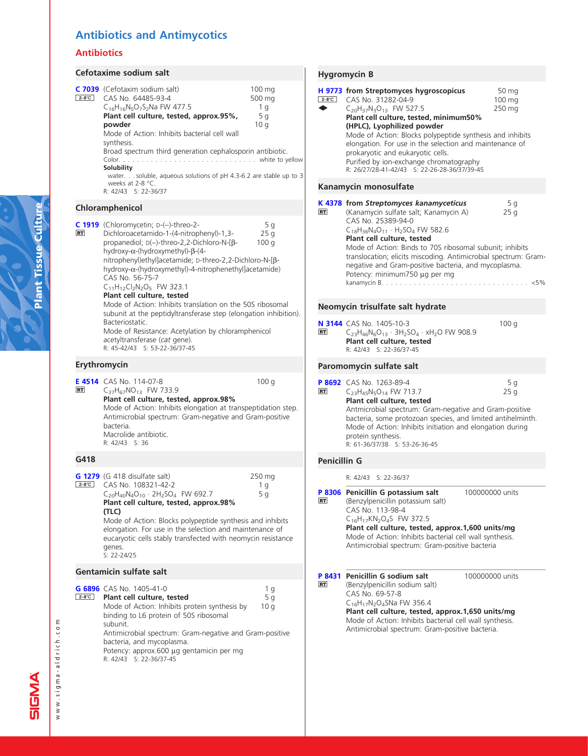# Antibiotics and Antimycotics

## Antibiotics

### Cefotaxime sodium salt

**C 7039** (Cefotaxim sodium salt)
2-8°C
CAS No. 64485-93-4
$C_{16}H_{16}N_5O_7S_2Na$ FW 477.5
**Plant cell culture, tested, approx.95%, powder**
Mode of Action: Inhibits bacterial cell wall synthesis.
Broad spectrum third generation cephalosporin antibiotic.
Color. . . . . . . . . . . . . . . . . . . . . . . . . . . . . white to yellow
**Solubility**
water. . . soluble, aqueous solutions of pH 4.3-6.2 are stable up to 3 weeks at 2-8 °C.
R: 42/43 S: 22-36/37

100 mg, 500 mg, 1 g, 5 g, 10 g

### Chloramphenicol

**C 1919** (Chloromycetin; D-(−)-threo-2-Dichloroacetamido-1-(4-nitrophenyl)-1,3-propanediol; D(−)-threo-2,2-Dichloro-N-[β-hydroxy-α-(hydroxymethyl)-β-(4-nitrophenyl)ethyl]acetamide; D-threo-2,2-Dichloro-N-[β-hydroxy-α-(hydroxymethyl)-4-nitrophenethyl]acetamide)
RT
CAS No. 56-75-7
$C_{11}H_{12}Cl_2N_2O_5$ FW 323.1
**Plant cell culture, tested**
Mode of Action: Inhibits translation on the 50S ribosomal subunit at the peptidyltransferase step (elongation inhibition). Bacteriostatic.
Mode of Resistance: Acetylation by chloramphenicol acetyltransferase (*cat* gene).
R: 45-42/43 S: 53-22-36/37-45

5 g, 25 g, 100 g

### Erythromycin

**E 4514** CAS No. 114-07-8
RT
$C_{37}H_{67}NO_{13}$ FW 733.9
**Plant cell culture, tested, approx.98%**
Mode of Action: Inhibits elongation at transpeptidation step.
Antimicrobial spectrum: Gram-negative and Gram-positive bacteria.
Macrolide antibiotic.
R: 42/43 S: 36

100 g

### G418

**G 1279** (G 418 disulfate salt)
2-8°C
CAS No. 108321-42-2
$C_{20}H_{40}N_4O_{10} \cdot 2H_2SO_4$ FW 692.7
**Plant cell culture, tested, approx.98% (TLC)**
Mode of Action: Blocks polypeptide synthesis and inhibits elongation. For use in the selection and maintenance of eucaryotic cells stably transfected with neomycin resistance genes.
S: 22-24/25

250 mg, 1 g, 5 g

### Gentamicin sulfate salt

**G 6896** CAS No. 1405-41-0
2-8°C
**Plant cell culture, tested**
Mode of Action: Inhibits protein synthesis by binding to L6 protein of 50S ribosomal subunit.
Antimicrobial spectrum: Gram-negative and Gram-positive bacteria, and mycoplasma.
Potency: approx.600 µg gentamicin per mg
R: 42/43 S: 22-36/37-45

1 g, 5 g, 10 g

### Hygromycin B

**H 9773 from Streptomyces hygroscopicus**
2-8°C
CAS No. 31282-04-9
$C_{20}H_{37}N_3O_{13}$ FW 527.5
**Plant cell culture, tested, minimum50% (HPLC), Lyophilized powder**
Mode of Action: Blocks polypeptide synthesis and inhibits elongation. For use in the selection and maintenance of prokaryotic and eukaryotic cells.
Purified by ion-exchange chromatography
R: 26/27/28-41-42/43 S: 22-26-28-36/37/39-45

50 mg, 100 mg, 250 mg

### Kanamycin monosulfate

**K 4378 from *Streptomyces kanamyceticus***
RT
(Kanamycin sulfate salt; Kanamycin A)
CAS No. 25389-94-0
$C_{18}H_{36}N_4O_{11} \cdot H_2SO_4$ FW 582.6
**Plant cell culture, tested**
Mode of Action: Binds to 70S ribosomal subunit; inhibits translocation; elicits miscoding. Antimicrobial spectrum: Gram-negative and Gram-positive bacteria, and mycoplasma.
Potency: minimum750 µg per mg
kanamycin B. . . . . . . . . . . . . . . . . . . . . . . . . . . . . . . . <5%

5 g, 25 g

### Neomycin trisulfate salt hydrate

**N 3144** CAS No. 1405-10-3
RT
$C_{23}H_{46}N_6O_{13} \cdot 3H_2SO_4 \cdot xH_2O$ FW 908.9
**Plant cell culture, tested**
R: 42/43 S: 22-36/37-45

100 g

### Paromomycin sulfate salt

**P 8692** CAS No. 1263-89-4
RT
$C_{23}H_{45}N_5O_{14}$ FW 713.7
**Plant cell culture, tested**
Antmicrobial spectrum: Gram-negative and Gram-positive bacteria, some protozoan species, and limited antihelminth.
Mode of Action: Inhibits initiation and elongation during protein synthesis.
R: 61-36/37/38 S: 53-26-36-45

5 g, 25 g

### Penicillin G

R: 42/43 S: 22-36/37

**P 8306 Penicillin G potassium salt**
RT
(Benzylpenicillin potassium salt)
CAS No. 113-98-4
$C_{16}H_{17}KN_2O_4S$ FW 372.5
**Plant cell culture, tested, approx.1,600 units/mg**
Mode of Action: Inhibits bacterial cell wall synthesis.
Antimicrobial spectrum: Gram-positive bacteria

100000000 units

**P 8431 Penicillin G sodium salt**
RT
(Benzylpenicillin sodium salt)
CAS No. 69-57-8
$C_{16}H_{17}N_2O_4SNa$ FW 356.4
**Plant cell culture, tested, approx.1,650 units/mg**
Mode of Action: Inhibits bacterial cell wall synthesis.
Antimicrobial spectrum: Gram-positive bacteria.

100000000 units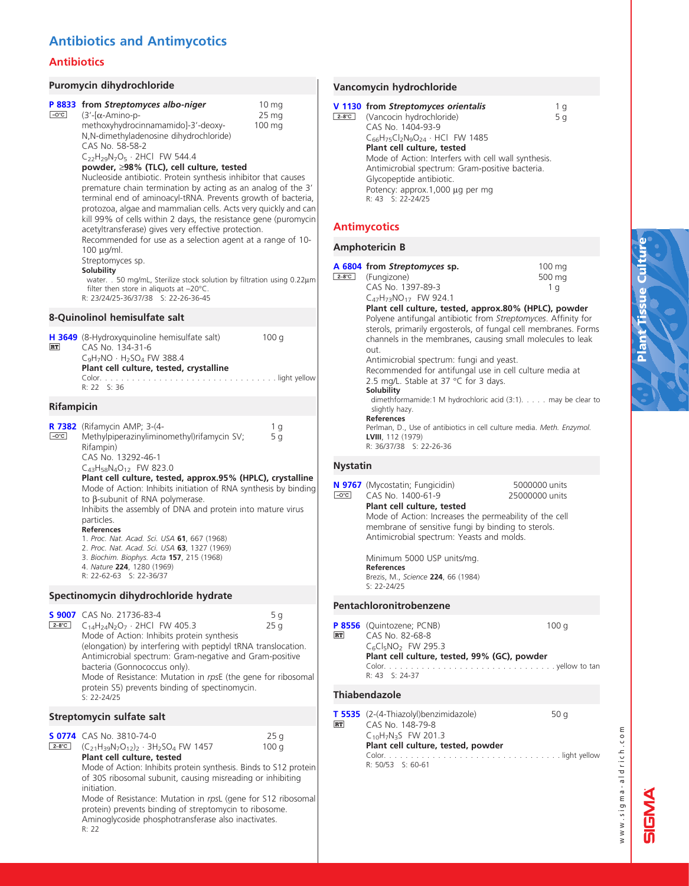# Antibiotics and Antimycotics

## Antibiotics

### Puromycin dihydrochloride

**P 8833** **from *Streptomyces albo-niger*** — 10 mg, 25 mg, 100 mg
–0°C

(3′-[α-Amino-p-methoxyhydrocinnamamido]-3′-deoxy-N,N-dimethyladenosine dihydrochloride)
CAS No. 58-58-2
$C_{22}H_{29}N_7O_5 \cdot 2HCl$ FW 544.4
**powder, ≥98% (TLC), cell culture, tested**
Nucleoside antibiotic. Protein synthesis inhibitor that causes premature chain termination by acting as an analog of the 3′ terminal end of aminoacyl-tRNA. Prevents growth of bacteria, protozoa, algae and mammalian cells. Acts very quickly and can kill 99% of cells within 2 days, the resistance gene (puromycin acetyltransferase) gives very effective protection.
Recommended for use as a selection agent at a range of 10-100 μg/ml.
Streptomyces sp.
**Solubility**
water. . 50 mg/mL, Sterilize stock solution by filtration using 0.22μm filter then store in aliquots at –20°C.
R: 23/24/25-36/37/38 S: 22-26-36-45

### 8-Quinolinol hemisulfate salt

**H 3649** (8-Hydroxyquinoline hemisulfate salt) — 100 g
RT

CAS No. 134-31-6
$C_9H_7NO \cdot H_2SO_4$ FW 388.4
**Plant cell culture, tested, crystalline**
Color. . . . . . . . . . . . . . . . . . . . . . . . . . . . . . . . . light yellow
R: 22 S: 36

### Rifampicin

**R 7382** (Rifamycin AMP; 3-(4-Methylpiperazinyliminomethyl)rifamycin SV; Rifampin) — 1 g, 5 g
–0°C

CAS No. 13292-46-1
$C_{43}H_{58}N_4O_{12}$ FW 823.0
**Plant cell culture, tested, approx.95% (HPLC), crystalline**
Mode of Action: Inhibits initiation of RNA synthesis by binding to β-subunit of RNA polymerase.
Inhibits the assembly of DNA and protein into mature virus particles.
**References**
1. *Proc. Nat. Acad. Sci. USA* **61**, 667 (1968)
2. *Proc. Nat. Acad. Sci. USA* **63**, 1327 (1969)
3. *Biochim. Biophys. Acta* **157**, 215 (1968)
4. *Nature* **224**, 1280 (1969)

R: 22-62-63 S: 22-36/37

### Spectinomycin dihydrochloride hydrate

**S 9007** CAS No. 21736-83-4 — 5 g, 25 g
2–8°C

$C_{14}H_{24}N_2O_7 \cdot 2HCl$ FW 405.3
Mode of Action: Inhibits protein synthesis (elongation) by interfering with peptidyl tRNA translocation.
Antimicrobial spectrum: Gram-negative and Gram-positive bacteria (Gonnococcus only).
Mode of Resistance: Mutation in *rps*E (the gene for ribosomal protein S5) prevents binding of spectinomycin.
S: 22-24/25

### Streptomycin sulfate salt

**S 0774** CAS No. 3810-74-0 — 25 g, 100 g
2–8°C

$(C_{21}H_{39}N_7O_{12})_2 \cdot 3H_2SO_4$ FW 1457
**Plant cell culture, tested**
Mode of Action: Inhibits protein synthesis. Binds to S12 protein of 30S ribosomal subunit, causing misreading or inhibiting initiation.
Mode of Resistance: Mutation in *rps*L (gene for S12 ribosomal protein) prevents binding of streptomycin to ribosome.
Aminoglycoside phosphotransferase also inactivates.
R: 22

### Vancomycin hydrochloride

**V 1130** **from *Streptomyces orientalis*** — 1 g, 5 g
2–8°C

(Vancocin hydrochloride)
CAS No. 1404-93-9
$C_{66}H_{75}Cl_2N_9O_{24} \cdot HCl$ FW 1485
**Plant cell culture, tested**
Mode of Action: Interfers with cell wall synthesis.
Antimicrobial spectrum: Gram-positive bacteria.
Glycopeptide antibiotic.
Potency: approx.1,000 μg per mg
R: 43 S: 22-24/25

## Antimycotics

### Amphotericin B

**A 6804** **from *Streptomyces* sp.** — 100 mg, 500 mg, 1 g
2–8°C

(Fungizone)
CAS No. 1397-89-3
$C_{47}H_{73}NO_{17}$ FW 924.1
**Plant cell culture, tested, approx.80% (HPLC), powder**
Polyene antifungal antibiotic from *Streptomyces*. Affinity for sterols, primarily ergosterols, of fungal cell membranes. Forms channels in the membranes, causing small molecules to leak out.
Antimicrobial spectrum: fungi and yeast.
Recommended for antifungal use in cell culture media at 2.5 mg/L. Stable at 37 °C for 3 days.
**Solubility**
dimethformamide:1 M hydrochloric acid (3:1). . . . . may be clear to slightly hazy.
**References**
Perlman, D., Use of antibiotics in cell culture media. *Meth. Enzymol.* **LVIII**, 112 (1979)
R: 36/37/38 S: 22-26-36

### Nystatin

**N 9767** (Mycostatin; Fungicidin) — 5000000 units, 25000000 units
–0°C

CAS No. 1400-61-9
**Plant cell culture, tested**
Mode of Action: Increases the permeability of the cell membrane of sensitive fungi by binding to sterols.
Antimicrobial spectrum: Yeasts and molds.

Minimum 5000 USP units/mg.
**References**
Brezis, M., *Science* **224**, 66 (1984)
S: 22-24/25

### Pentachloronitrobenzene

**P 8556** (Quintozene; PCNB) — 100 g
RT

CAS No. 82-68-8
$C_6Cl_5NO_2$ FW 295.3
**Plant cell culture, tested, 99% (GC), powder**
Color. . . . . . . . . . . . . . . . . . . . . . . . . . . . . . . yellow to tan
R: 43 S: 24-37

### Thiabendazole

**T 5535** (2-(4-Thiazolyl)benzimidazole) — 50 g
RT

CAS No. 148-79-8
$C_{10}H_7N_3S$ FW 201.3
**Plant cell culture, tested, powder**
Color. . . . . . . . . . . . . . . . . . . . . . . . . . . . . . . . . light yellow
R: 50/53 S: 60-61